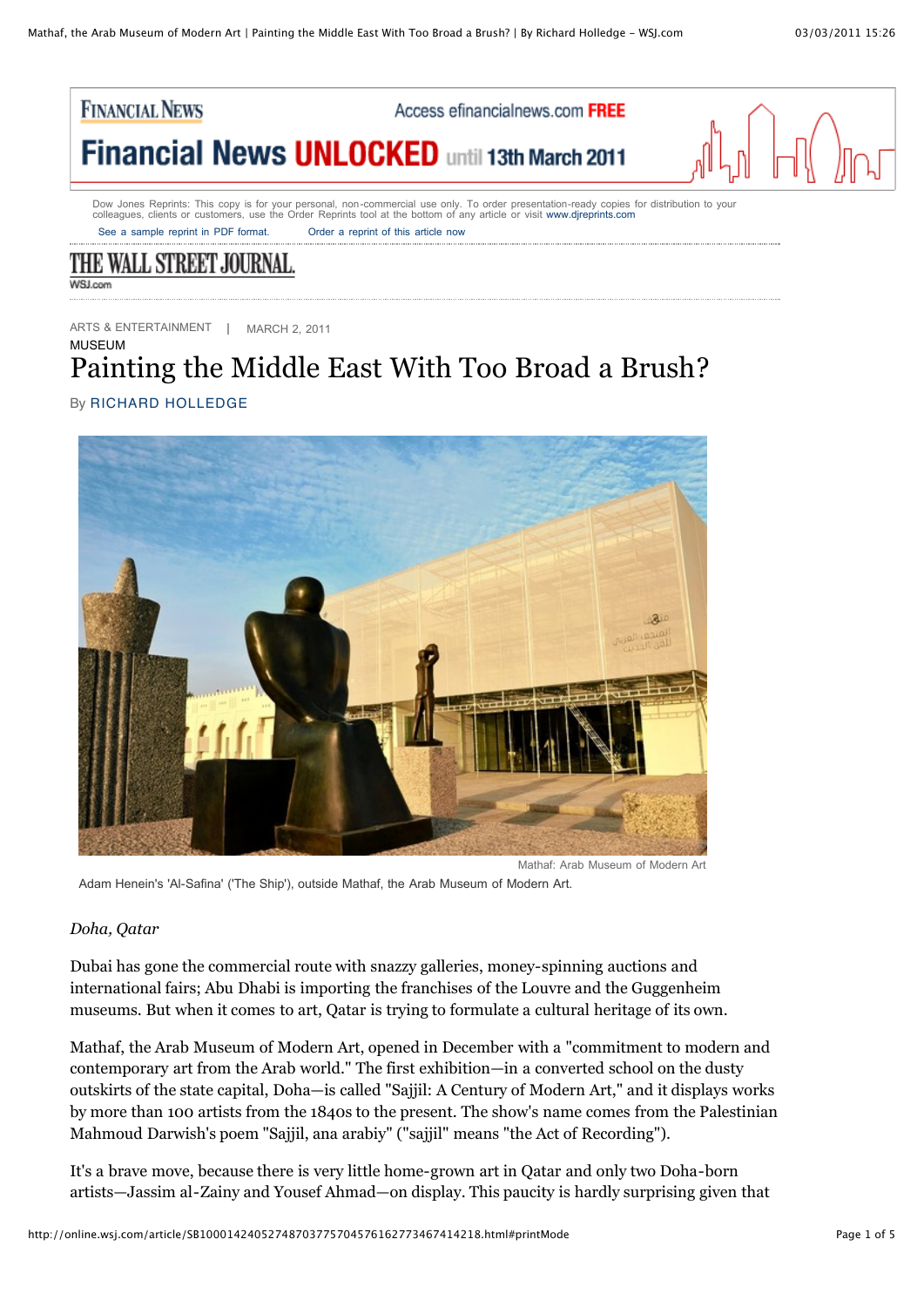ARTS & ENTERTAINMENT | MARCH 2, 2011

MUSEUM

# Painting the Middle East With Too Broad a Brush?

By RICHARD HOLLEDGE

Mathaf: Arab Museum of Modern Art

Adam Henein's 'Al-Safina' ('The Ship'), outside Mathaf, the Arab Museum of Modern Art.

*Doha, Qatar*

Dubai has gone the commercial route with snazzy galleries, money-spinning auctions and international fairs; Abu Dhabi is importing the franchises of the Louvre and the Guggenheim museums. But when it comes to art, Qatar is trying to formulate a cultural heritage of its own.

Mathaf, the Arab Museum of Modern Art, opened in December with a "commitment to modern and contemporary art from the Arab world." The first exhibition—in a converted school on the dusty outskirts of the state capital, Doha—is called "Sajjil: A Century of Modern Art," and it displays works by more than 100 artists from the 1840s to the present. The show's name comes from the Palestinian Mahmoud Darwish's poem "Sajjil, ana arabiy" ("sajjil" means "the Act of Recording").

It's a brave move, because there is very little home-grown art in Qatar and only two Doha-born artists—Jassim al-Zainy and Yousef Ahmad—on display. This paucity is hardly surprising given that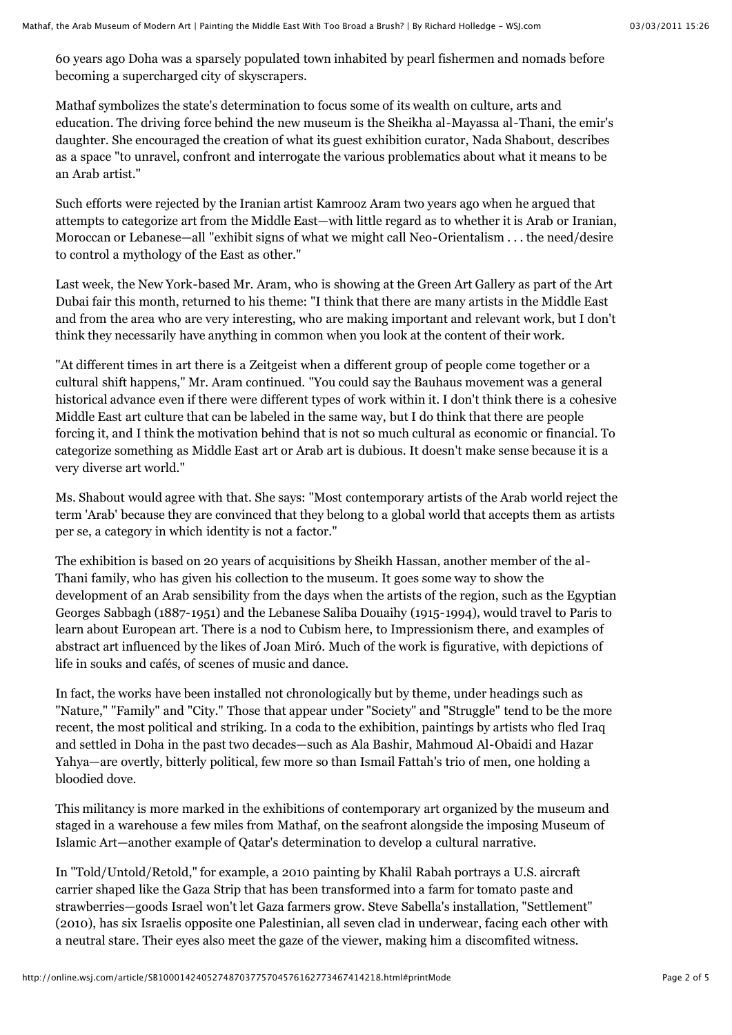60 years ago Doha was a sparsely populated town inhabited by pearl fishermen and nomads before becoming a supercharged city of skyscrapers.

Mathaf symbolizes the state's determination to focus some of its wealth on culture, arts and education. The driving force behind the new museum is the Sheikha al-Mayassa al-Thani, the emir's daughter. She encouraged the creation of what its guest exhibition curator, Nada Shabout, describes as a space "to unravel, confront and interrogate the various problematics about what it means to be an Arab artist."

Such efforts were rejected by the Iranian artist Kamrooz Aram two years ago when he argued that attempts to categorize art from the Middle East—with little regard as to whether it is Arab or Iranian, Moroccan or Lebanese—all "exhibit signs of what we might call Neo-Orientalism . . . the need/desire to control a mythology of the East as other."

Last week, the New York-based Mr. Aram, who is showing at the Green Art Gallery as part of the Art Dubai fair this month, returned to his theme: "I think that there are many artists in the Middle East and from the area who are very interesting, who are making important and relevant work, but I don't think they necessarily have anything in common when you look at the content of their work.

"At different times in art there is a Zeitgeist when a different group of people come together or a cultural shift happens," Mr. Aram continued. "You could say the Bauhaus movement was a general historical advance even if there were different types of work within it. I don't think there is a cohesive Middle East art culture that can be labeled in the same way, but I do think that there are people forcing it, and I think the motivation behind that is not so much cultural as economic or financial. To categorize something as Middle East art or Arab art is dubious. It doesn't make sense because it is a very diverse art world."

Ms. Shabout would agree with that. She says: "Most contemporary artists of the Arab world reject the term 'Arab' because they are convinced that they belong to a global world that accepts them as artists per se, a category in which identity is not a factor."

The exhibition is based on 20 years of acquisitions by Sheikh Hassan, another member of the al-Thani family, who has given his collection to the museum. It goes some way to show the development of an Arab sensibility from the days when the artists of the region, such as the Egyptian Georges Sabbagh (1887-1951) and the Lebanese Saliba Douaihy (1915-1994), would travel to Paris to learn about European art. There is a nod to Cubism here, to Impressionism there, and examples of abstract art influenced by the likes of Joan Miró. Much of the work is figurative, with depictions of life in souks and cafés, of scenes of music and dance.

In fact, the works have been installed not chronologically but by theme, under headings such as "Nature," "Family" and "City." Those that appear under "Society" and "Struggle" tend to be the more recent, the most political and striking. In a coda to the exhibition, paintings by artists who fled Iraq and settled in Doha in the past two decades—such as Ala Bashir, Mahmoud Al-Obaidi and Hazar Yahya—are overtly, bitterly political, few more so than Ismail Fattah's trio of men, one holding a bloodied dove.

This militancy is more marked in the exhibitions of contemporary art organized by the museum and staged in a warehouse a few miles from Mathaf, on the seafront alongside the imposing Museum of Islamic Art—another example of Qatar's determination to develop a cultural narrative.

In "Told/Untold/Retold," for example, a 2010 painting by Khalil Rabah portrays a U.S. aircraft carrier shaped like the Gaza Strip that has been transformed into a farm for tomato paste and strawberries—goods Israel won't let Gaza farmers grow. Steve Sabella's installation, "Settlement" (2010), has six Israelis opposite one Palestinian, all seven clad in underwear, facing each other with a neutral stare. Their eyes also meet the gaze of the viewer, making him a discomfited witness.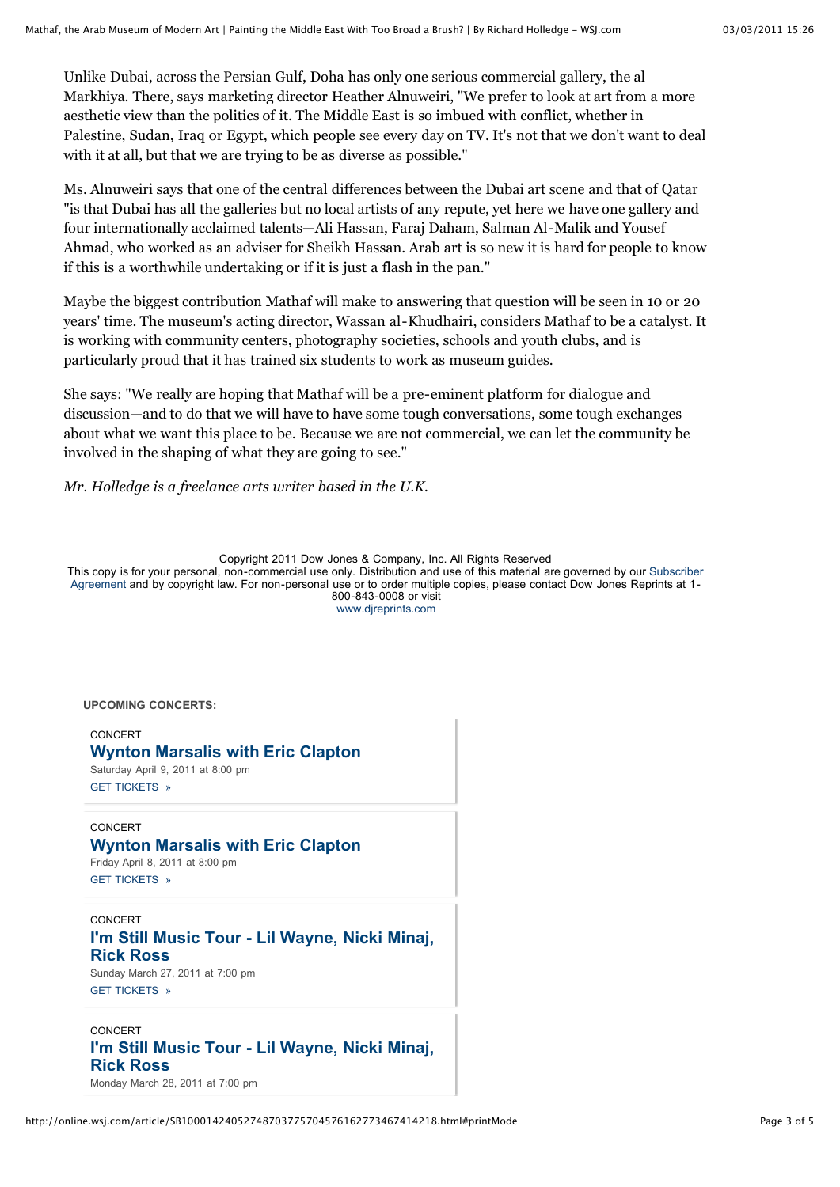Unlike Dubai, across the Persian Gulf, Doha has only one serious commercial gallery, the al Markhiya. There, says marketing director Heather Alnuweiri, "We prefer to look at art from a more aesthetic view than the politics of it. The Middle East is so imbued with conflict, whether in Palestine, Sudan, Iraq or Egypt, which people see every day on TV. It's not that we don't want to deal with it at all, but that we are trying to be as diverse as possible."

Ms. Alnuweiri says that one of the central differences between the Dubai art scene and that of Qatar "is that Dubai has all the galleries but no local artists of any repute, yet here we have one gallery and four internationally acclaimed talents—Ali Hassan, Faraj Daham, Salman Al-Malik and Yousef Ahmad, who worked as an adviser for Sheikh Hassan. Arab art is so new it is hard for people to know if this is a worthwhile undertaking or if it is just a flash in the pan."

Maybe the biggest contribution Mathaf will make to answering that question will be seen in 10 or 20 years' time. The museum's acting director, Wassan al-Khudhairi, considers Mathaf to be a catalyst. It is working with community centers, photography societies, schools and youth clubs, and is particularly proud that it has trained six students to work as museum guides.

She says: "We really are hoping that Mathaf will be a pre-eminent platform for dialogue and discussion—and to do that we will have to have some tough conversations, some tough exchanges about what we want this place to be. Because we are not commercial, we can let the community be involved in the shaping of what they are going to see."

*Mr. Holledge is a freelance arts writer based in the U.K.*

Copyright 2011 Dow Jones & Company, Inc. All Rights Reserved
This copy is for your personal, non-commercial use only. Distribution and use of this material are governed by our Subscriber Agreement and by copyright law. For non-personal use or to order multiple copies, please contact Dow Jones Reprints at 1-800-843-0008 or visit www.djreprints.com

**UPCOMING CONCERTS:**

CONCERT
**Wynton Marsalis with Eric Clapton**
Saturday April 9, 2011 at 8:00 pm
GET TICKETS »

CONCERT
**Wynton Marsalis with Eric Clapton**
Friday April 8, 2011 at 8:00 pm
GET TICKETS »

CONCERT
**I'm Still Music Tour - Lil Wayne, Nicki Minaj, Rick Ross**
Sunday March 27, 2011 at 7:00 pm
GET TICKETS »

CONCERT
**I'm Still Music Tour - Lil Wayne, Nicki Minaj, Rick Ross**
Monday March 28, 2011 at 7:00 pm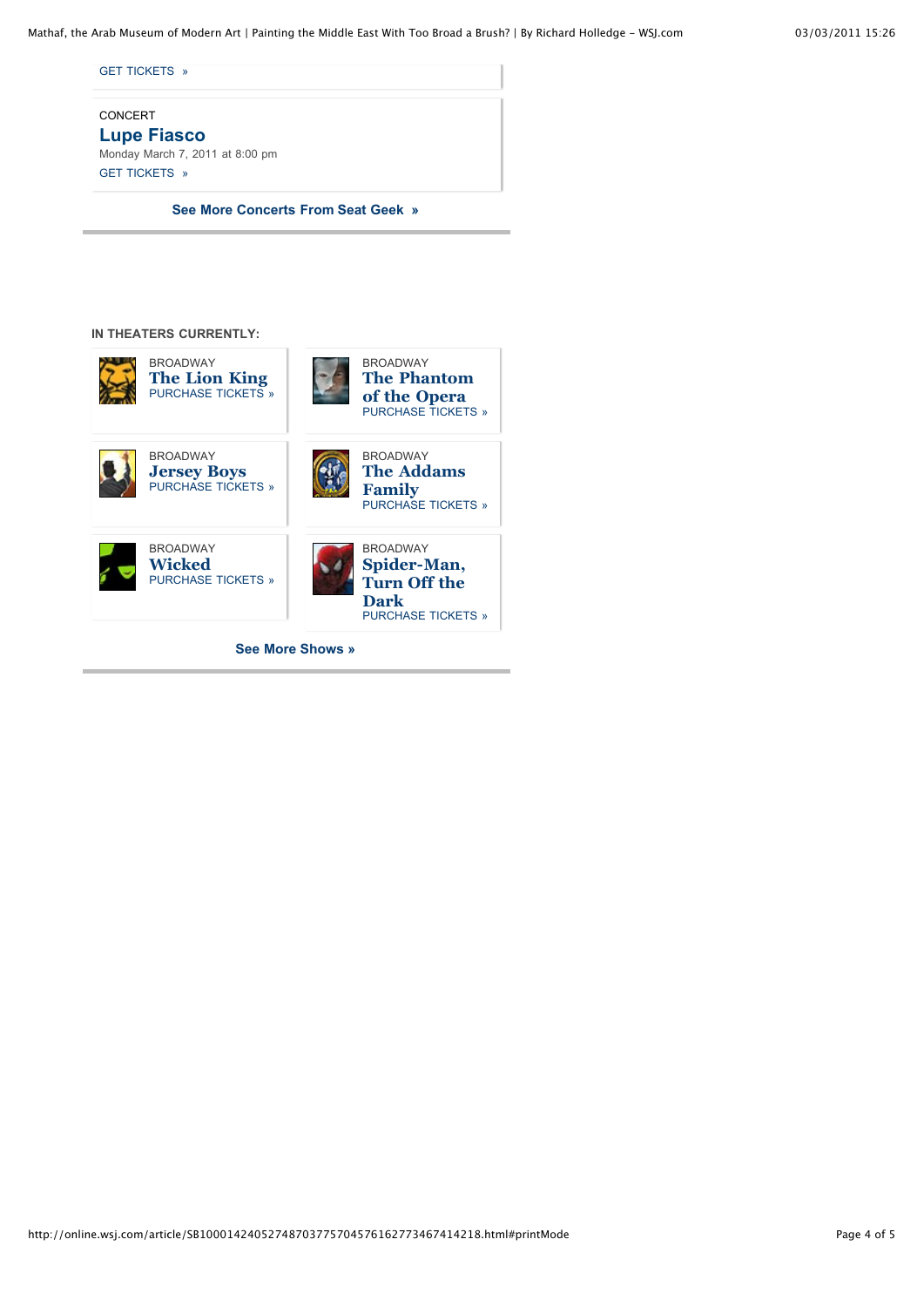GET TICKETS »

CONCERT

**Lupe Fiasco**

Monday March 7, 2011 at 8:00 pm

GET TICKETS »

**See More Concerts From Seat Geek »**

**IN THEATERS CURRENTLY:**

BROADWAY

**The Lion King**

PURCHASE TICKETS »

BROADWAY

**The Phantom of the Opera**

PURCHASE TICKETS »

BROADWAY

**Jersey Boys**

PURCHASE TICKETS »

BROADWAY

**The Addams Family**

PURCHASE TICKETS »

BROADWAY

**Wicked**

PURCHASE TICKETS »

BROADWAY

**Spider-Man, Turn Off the Dark**

PURCHASE TICKETS »

**See More Shows »**